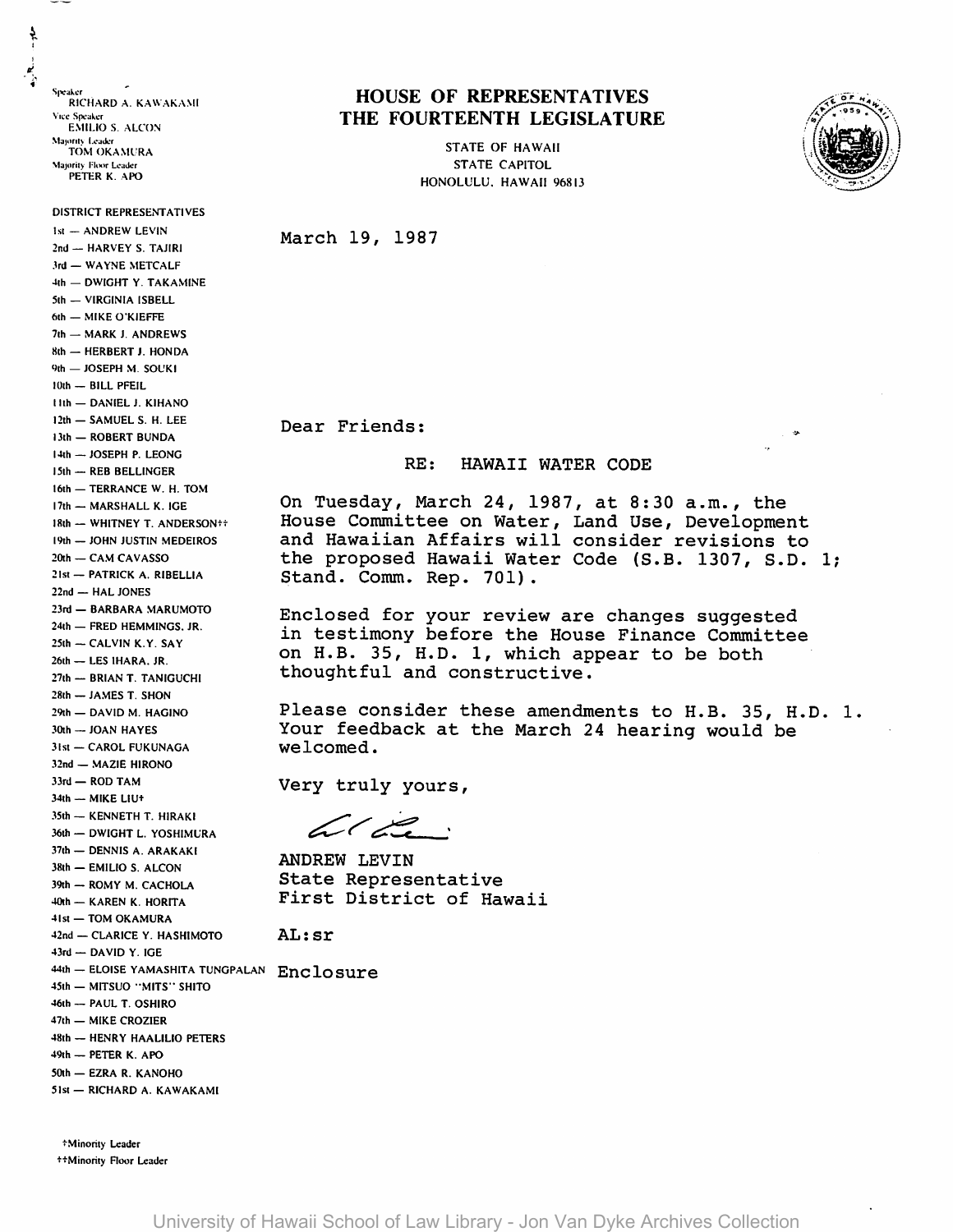Speaker
RICHARD A. KAWAKAMI
Vice Speaker
EMILIO S. ALCON
Majority Leader
TOM OKAMURA
Majority Floor Leader
PETER K. APO

DISTRICT REPRESENTATIVES
1st — ANDREW LEVIN
2nd — HARVEY S. TAJIRI
3rd — WAYNE METCALF
4th — DWIGHT Y. TAKAMINE
5th — VIRGINIA ISBELL
6th — MIKE O'KIEFFE
7th — MARK J. ANDREWS
8th — HERBERT J. HONDA
9th — JOSEPH M. SOUKI
10th — BILL PFEIL
11th — DANIEL J. KIHANO
12th — SAMUEL S. H. LEE
13th — ROBERT BUNDA
14th — JOSEPH P. LEONG
15th — REB BELLINGER
16th — TERRANCE W. H. TOM
17th — MARSHALL K. IGE
18th — WHITNEY T. ANDERSON††
19th — JOHN JUSTIN MEDEIROS
20th — CAM CAVASSO
21st — PATRICK A. RIBELLIA
22nd — HAL JONES
23rd — BARBARA MARUMOTO
24th — FRED HEMMINGS, JR.
25th — CALVIN K.Y. SAY
26th — LES IHARA, JR.
27th — BRIAN T. TANIGUCHI
28th — JAMES T. SHON
29th — DAVID M. HAGINO
30th — JOAN HAYES
31st — CAROL FUKUNAGA
32nd — MAZIE HIRONO
33rd — ROD TAM
34th — MIKE LIU†
35th — KENNETH T. HIRAKI
36th — DWIGHT L. YOSHIMURA
37th — DENNIS A. ARAKAKI
38th — EMILIO S. ALCON
39th — ROMY M. CACHOLA
40th — KAREN K. HORITA
41st — TOM OKAMURA
42nd — CLARICE Y. HASHIMOTO
43rd — DAVID Y. IGE
44th — ELOISE YAMASHITA TUNGPALAN
45th — MITSUO "MITS" SHITO
46th — PAUL T. OSHIRO
47th — MIKE CROZIER
48th — HENRY HAALILIO PETERS
49th — PETER K. APO
50th — EZRA R. KANOHO
51st — RICHARD A. KAWAKAMI

†Minority Leader
††Minority Floor Leader

# HOUSE OF REPRESENTATIVES
# THE FOURTEENTH LEGISLATURE

STATE OF HAWAII
STATE CAPITOL
HONOLULU, HAWAII 96813

March 19, 1987

Dear Friends:

RE: HAWAII WATER CODE

On Tuesday, March 24, 1987, at 8:30 a.m., the House Committee on Water, Land Use, Development and Hawaiian Affairs will consider revisions to the proposed Hawaii Water Code (S.B. 1307, S.D. 1; Stand. Comm. Rep. 701).

Enclosed for your review are changes suggested in testimony before the House Finance Committee on H.B. 35, H.D. 1, which appear to be both thoughtful and constructive.

Please consider these amendments to H.B. 35, H.D. 1. Your feedback at the March 24 hearing would be welcomed.

Very truly yours,

ANDREW LEVIN
State Representative
First District of Hawaii

AL:sr

Enclosure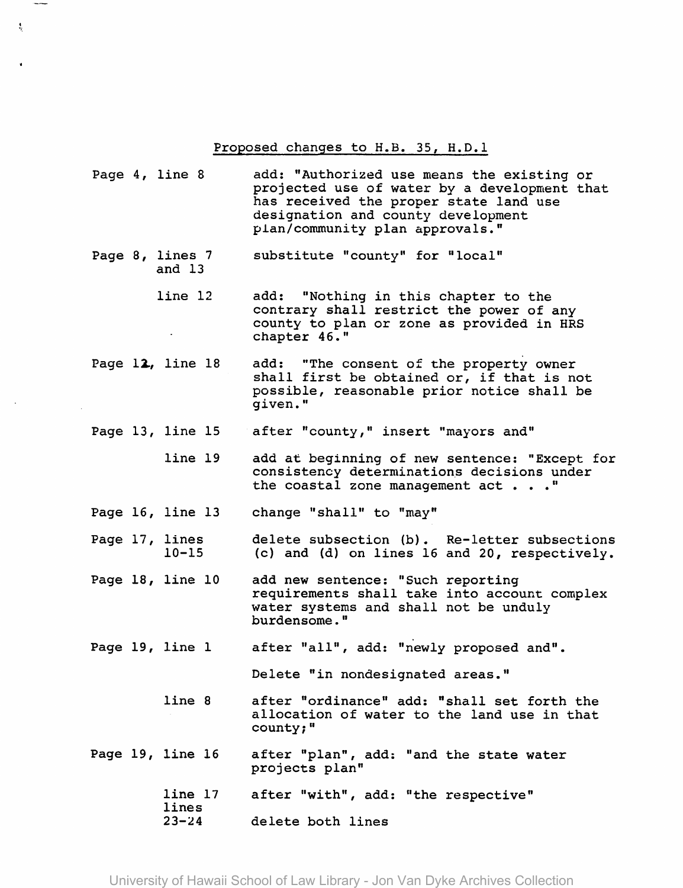Proposed changes to H.B. 35, H.D.1

| | |
|---|---|
| Page 4, line 8 | add: "Authorized use means the existing or projected use of water by a development that has received the proper state land use designation and county development plan/community plan approvals." |
| Page 8, lines 7 and 13 | substitute "county" for "local" |
| line 12 | add: "Nothing in this chapter to the contrary shall restrict the power of any county to plan or zone as provided in HRS chapter 46." |
| Page 12, line 18 | add: "The consent of the property owner shall first be obtained or, if that is not possible, reasonable prior notice shall be given." |
| Page 13, line 15 | after "county," insert "mayors and" |
| line 19 | add at beginning of new sentence: "Except for consistency determinations decisions under the coastal zone management act . . ." |
| Page 16, line 13 | change "shall" to "may" |
| Page 17, lines 10-15 | delete subsection (b). Re-letter subsections (c) and (d) on lines 16 and 20, respectively. |
| Page 18, line 10 | add new sentence: "Such reporting requirements shall take into account complex water systems and shall not be unduly burdensome." |
| Page 19, line 1 | after "all", add: "newly proposed and". Delete "in nondesignated areas." |
| line 8 | after "ordinance" add: "shall set forth the allocation of water to the land use in that county;" |
| Page 19, line 16 | after "plan", add: "and the state water projects plan" |
| line 17 | after "with", add: "the respective" |
| lines 23-24 | delete both lines |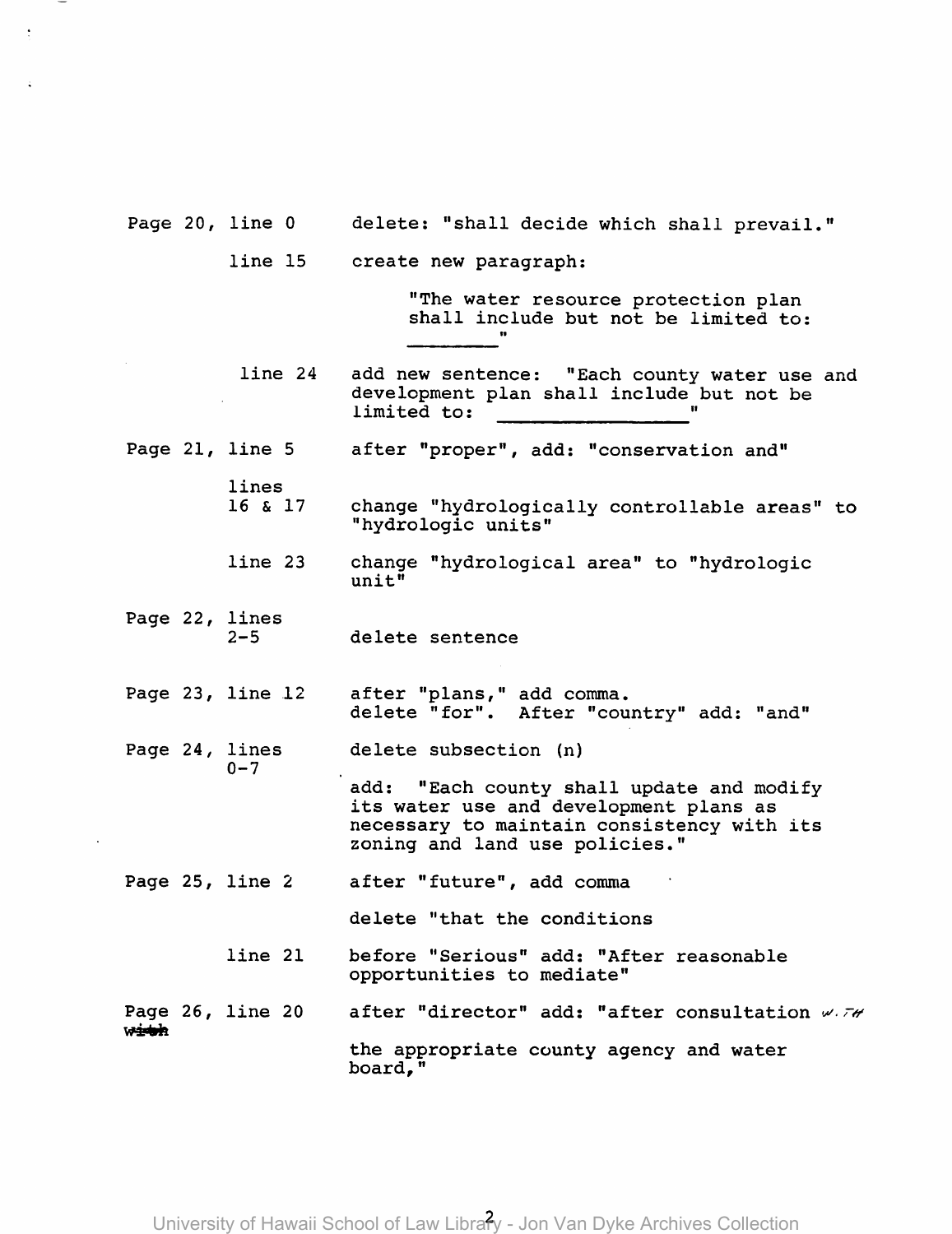| | |
|---|---|
| Page 20, line 0 | delete: "shall decide which shall prevail." |
| line 15 | create new paragraph: "The water resource protection plan shall include but not be limited to: ________" |
| line 24 | add new sentence: "Each county water use and development plan shall include but not be limited to: ________________" |
| Page 21, line 5 | after "proper", add: "conservation and" |
| lines 16 & 17 | change "hydrologically controllable areas" to "hydrologic units" |
| line 23 | change "hydrological area" to "hydrologic unit" |
| Page 22, lines 2-5 | delete sentence |
| Page 23, line 12 | after "plans," add comma. delete "for". After "country" add: "and" |
| Page 24, lines 0-7 | delete subsection (n) |
| | add: "Each county shall update and modify its water use and development plans as necessary to maintain consistency with its zoning and land use policies." |
| Page 25, line 2 | after "future", add comma |
| | delete "that the conditions |
| line 21 | before "Serious" add: "After reasonable opportunities to mediate" |
| Page 26, line 20 ~~wish~~ | after "director" add: "after consultation with the appropriate county agency and water board," |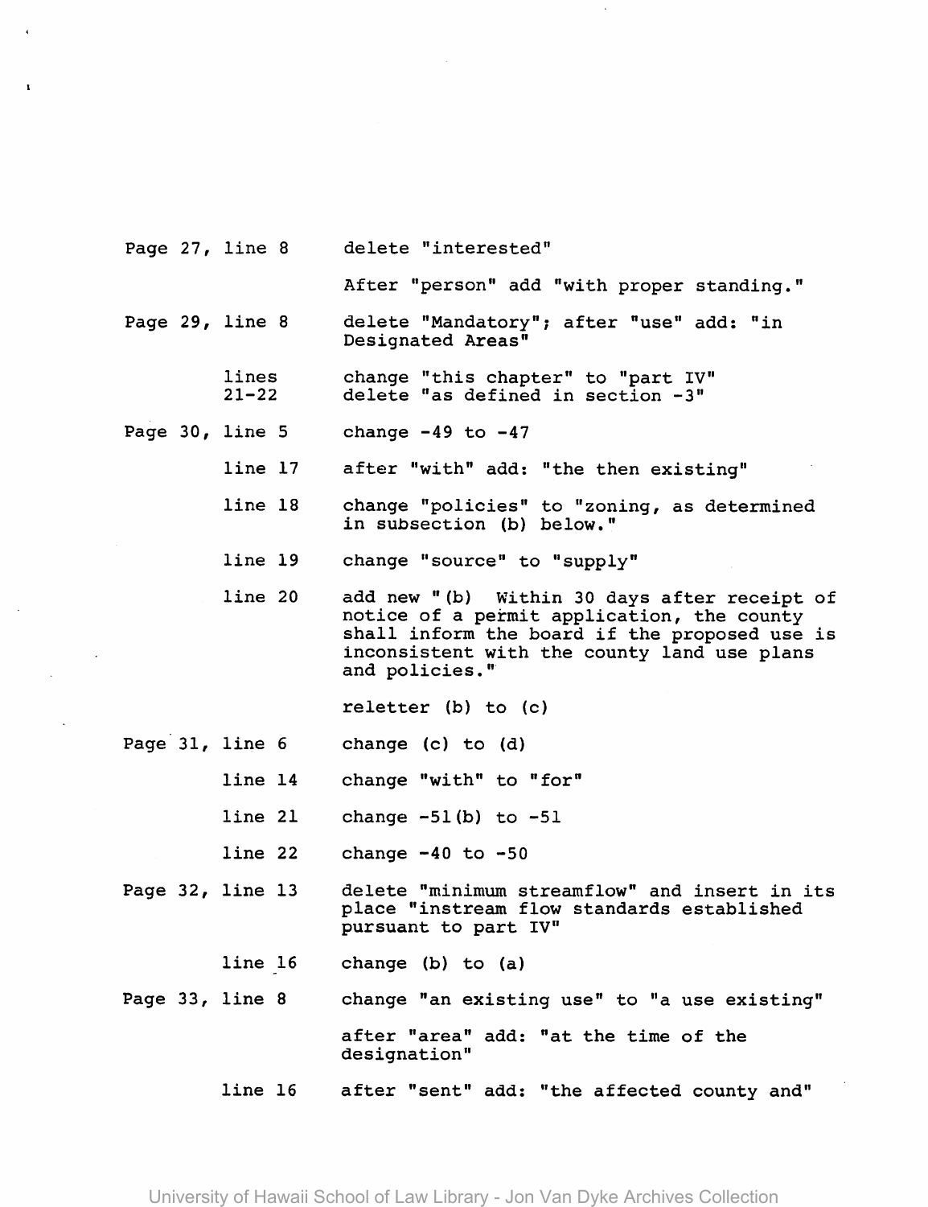| | |
|---|---|
| Page 27, line 8 | delete "interested" |
| | After "person" add "with proper standing." |
| Page 29, line 8 | delete "Mandatory"; after "use" add: "in Designated Areas" |
| lines 21-22 | change "this chapter" to "part IV" delete "as defined in section -3" |
| Page 30, line 5 | change -49 to -47 |
| line 17 | after "with" add: "the then existing" |
| line 18 | change "policies" to "zoning, as determined in subsection (b) below." |
| line 19 | change "source" to "supply" |
| line 20 | add new "(b) Within 30 days after receipt of notice of a permit application, the county shall inform the board if the proposed use is inconsistent with the county land use plans and policies." |
| | reletter (b) to (c) |
| Page 31, line 6 | change (c) to (d) |
| line 14 | change "with" to "for" |
| line 21 | change -51(b) to -51 |
| line 22 | change -40 to -50 |
| Page 32, line 13 | delete "minimum streamflow" and insert in its place "instream flow standards established pursuant to part IV" |
| line 16 | change (b) to (a) |
| Page 33, line 8 | change "an existing use" to "a use existing" |
| | after "area" add: "at the time of the designation" |
| line 16 | after "sent" add: "the affected county and" |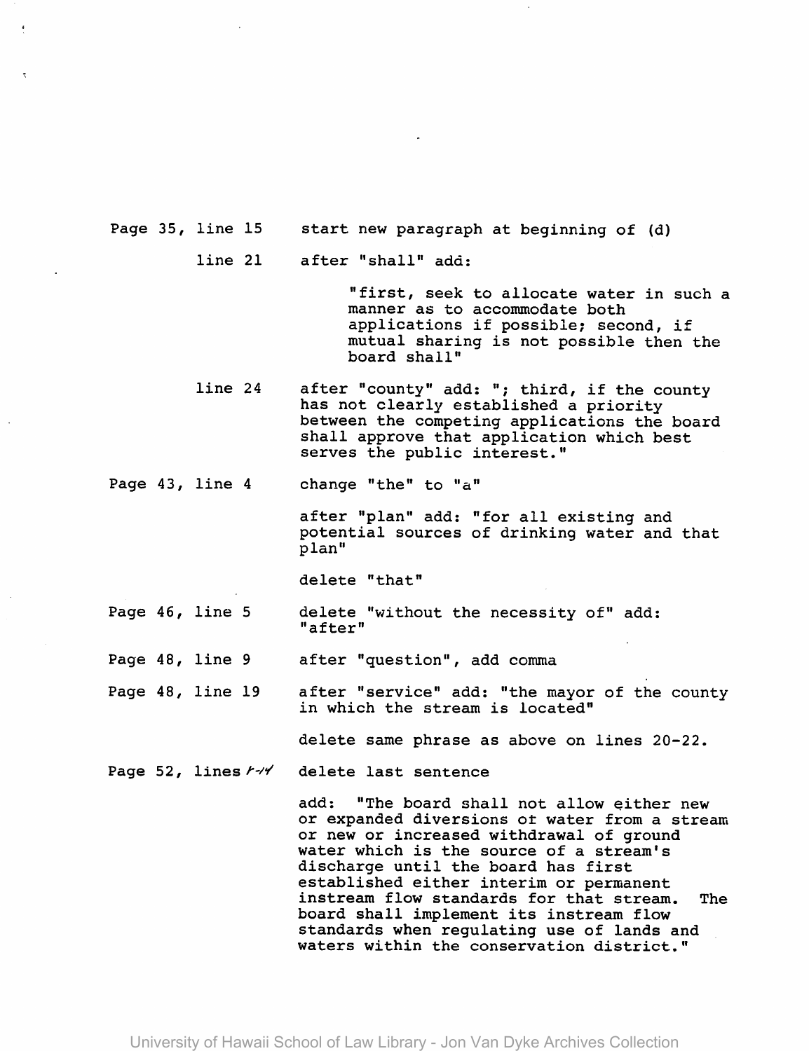Page 35, line 15 start new paragraph at beginning of (d)

line 21 after "shall" add:

> "first, seek to allocate water in such a manner as to accommodate both applications if possible; second, if mutual sharing is not possible then the board shall"

line 24 after "county" add: "; third, if the county has not clearly established a priority between the competing applications the board shall approve that application which best serves the public interest."

Page 43, line 4 change "the" to "a"

after "plan" add: "for all existing and potential sources of drinking water and that plan"

delete "that"

Page 46, line 5 delete "without the necessity of" add: "after"

Page 48, line 9 after "question", add comma

Page 48, line 19 after "service" add: "the mayor of the county in which the stream is located"

delete same phrase as above on lines 20-22.

Page 52, lines 1-14 delete last sentence

add: "The board shall not allow either new or expanded diversions of water from a stream or new or increased withdrawal of ground water which is the source of a stream's discharge until the board has first established either interim or permanent instream flow standards for that stream. The board shall implement its instream flow standards when regulating use of lands and waters within the conservation district."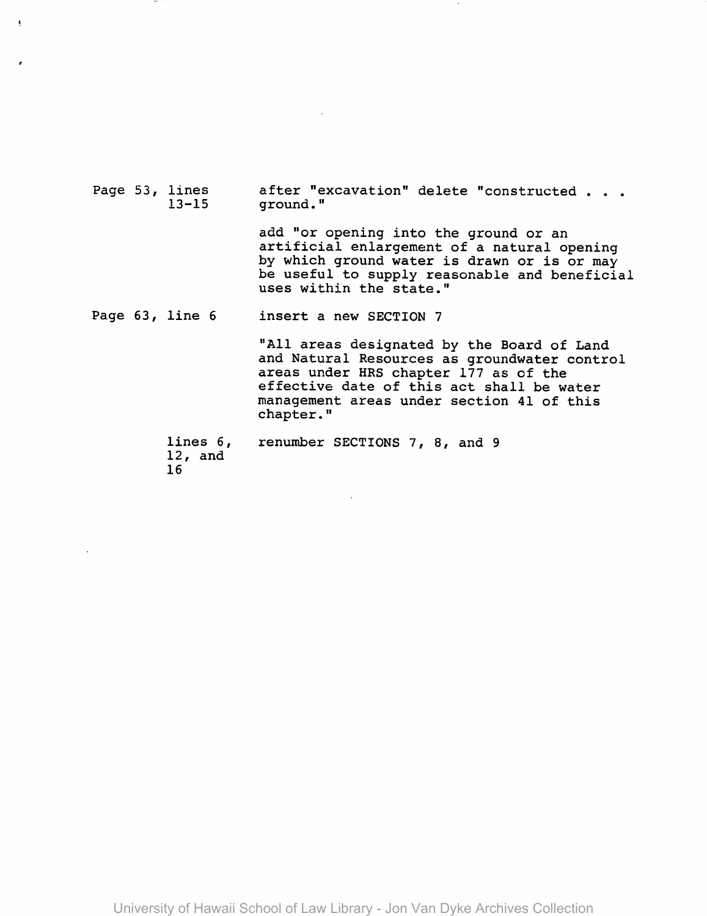| | |
|---|---|
| Page 53, lines 13-15 | after "excavation" delete "constructed . . . ground." |
| | add "or opening into the ground or an artificial enlargement of a natural opening by which ground water is drawn or is or may be useful to supply reasonable and beneficial uses within the state." |
| Page 63, line 6 | insert a new SECTION 7 |
| | "All areas designated by the Board of Land and Natural Resources as groundwater control areas under HRS chapter 177 as of the effective date of this act shall be water management areas under section 41 of this chapter." |
| lines 6, 12, and 16 | renumber SECTIONS 7, 8, and 9 |